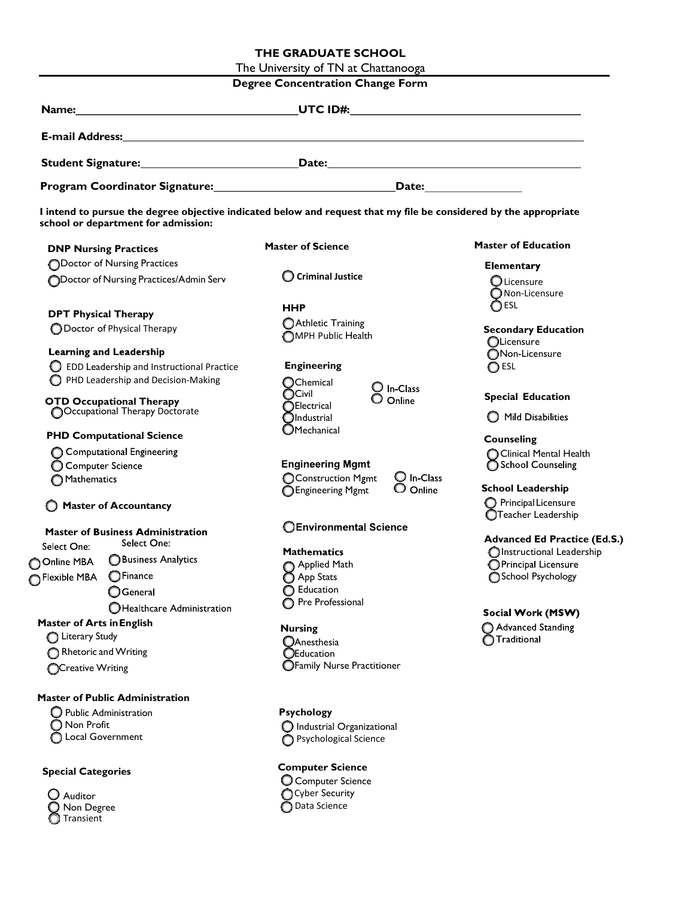# THE GRADUATE SCHOOL

The University of TN at Chattanooga

**Degree Concentration Change Form**

**Name:**\_\_\_\_\_\_\_\_\_\_\_\_\_\_\_\_\_\_\_\_\_\_\_\_\_\_\_\_\_\_\_\_ **UTC ID#:**\_\_\_\_\_\_\_\_\_\_\_\_\_\_\_\_\_\_\_\_\_\_\_\_\_\_\_\_\_\_\_\_

**E-mail Address:**\_\_\_\_\_\_\_\_\_\_\_\_\_\_\_\_\_\_\_\_\_\_\_\_\_\_\_\_\_\_\_\_\_\_\_\_\_\_\_\_\_\_\_\_\_\_\_\_\_\_\_\_\_\_\_\_\_\_\_\_\_\_\_\_\_\_

**Student Signature:**\_\_\_\_\_\_\_\_\_\_\_\_\_\_\_\_\_\_\_\_\_\_\_\_ **Date:**\_\_\_\_\_\_\_\_\_\_\_\_\_\_\_\_\_\_\_\_\_\_\_\_\_\_\_\_\_\_\_\_\_\_\_\_\_\_

**Program Coordinator Signature:**\_\_\_\_\_\_\_\_\_\_\_\_\_\_\_\_\_\_\_\_\_\_\_\_\_\_\_\_ **Date:**\_\_\_\_\_\_\_\_\_\_\_\_\_\_

**I intend to pursue the degree objective indicated below and request that my file be considered by the appropriate school or department for admission:**

**DNP Nursing Practices**
- ○ Doctor of Nursing Practices
- ○ Doctor of Nursing Practices/Admin Serv

**DPT Physical Therapy**
- ○ Doctor of Physical Therapy

**Learning and Leadership**
- ○ EDD Leadership and Instructional Practice
- ○ PHD Leadership and Decision-Making

**OTD Occupational Therapy**
- ○ Occupational Therapy Doctorate

**PHD Computational Science**
- ○ Computational Engineering
- ○ Computer Science
- ○ Mathematics

○ **Master of Accountancy**

**Master of Business Administration**

Select One:
- ○ Online MBA
- ○ Flexible MBA

Select One:
- ○ Business Analytics
- ○ Finance
- ○ General
- ○ Healthcare Administration

**Master of Arts in English**
- ○ Literary Study
- ○ Rhetoric and Writing
- ○ Creative Writing

**Master of Public Administration**
- ○ Public Administration
- ○ Non Profit
- ○ Local Government

**Special Categories**
- ○ Auditor
- ○ Non Degree
- ○ Transient

**Master of Science**

○ **Criminal Justice**

**HHP**
- ○ Athletic Training
- ○ MPH Public Health

**Engineering**
- ○ Chemical
- ○ Civil
- ○ Electrical
- ○ Industrial
- ○ Mechanical

- ○ In-Class
- ○ Online

**Engineering Mgmt**
- ○ Construction Mgmt
- ○ Engineering Mgmt

- ○ In-Class
- ○ Online

○ **Environmental Science**

**Mathematics**
- ○ Applied Math
- ○ App Stats
- ○ Education
- ○ Pre Professional

**Nursing**
- ○ Anesthesia
- ○ Education
- ○ Family Nurse Practitioner

**Psychology**
- ○ Industrial Organizational
- ○ Psychological Science

**Computer Science**
- ○ Computer Science
- ○ Cyber Security
- ○ Data Science

**Master of Education**

**Elementary**
- ○ Licensure
- ○ Non-Licensure
- ○ ESL

**Secondary Education**
- ○ Licensure
- ○ Non-Licensure
- ○ ESL

**Special Education**
- ○ Mild Disabilities

**Counseling**
- ○ Clinical Mental Health
- ○ School Counseling

**School Leadership**
- ○ Principal Licensure
- ○ Teacher Leadership

**Advanced Ed Practice (Ed.S.)**
- ○ Instructional Leadership
- ○ Principal Licensure
- ○ School Psychology

**Social Work (MSW)**
- ○ Advanced Standing
- ○ Traditional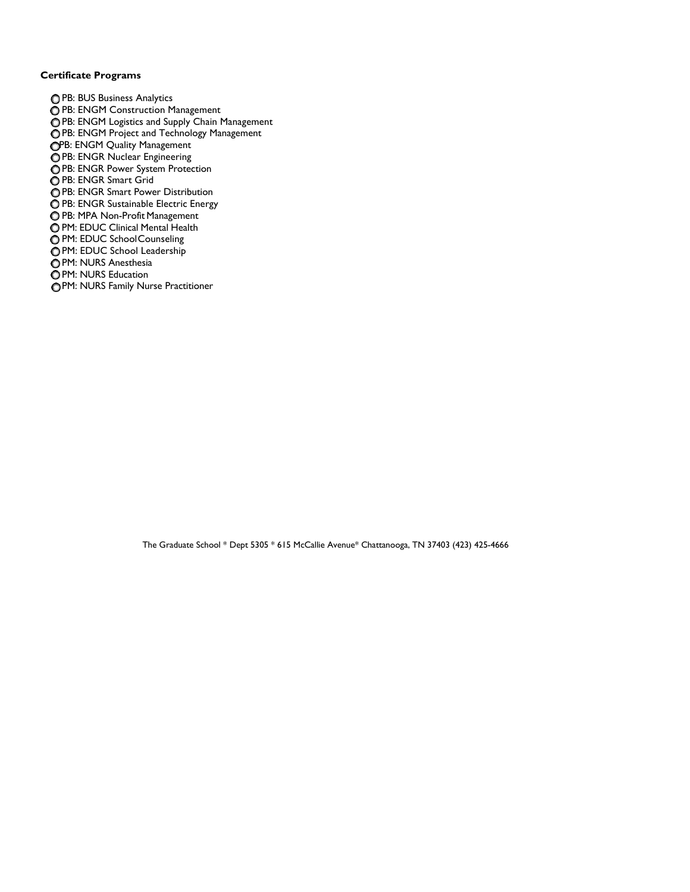**Certificate Programs**

- PB: BUS Business Analytics
- PB: ENGM Construction Management
- PB: ENGM Logistics and Supply Chain Management
- PB: ENGM Project and Technology Management
- PB: ENGM Quality Management
- PB: ENGR Nuclear Engineering
- PB: ENGR Power System Protection
- PB: ENGR Smart Grid
- PB: ENGR Smart Power Distribution
- PB: ENGR Sustainable Electric Energy
- PB: MPA Non-Profit Management
- PM: EDUC Clinical Mental Health
- PM: EDUC School Counseling
- PM: EDUC School Leadership
- PM: NURS Anesthesia
- PM: NURS Education
- PM: NURS Family Nurse Practitioner

The Graduate School * Dept 5305 * 615 McCallie Avenue* Chattanooga, TN 37403 (423) 425-4666